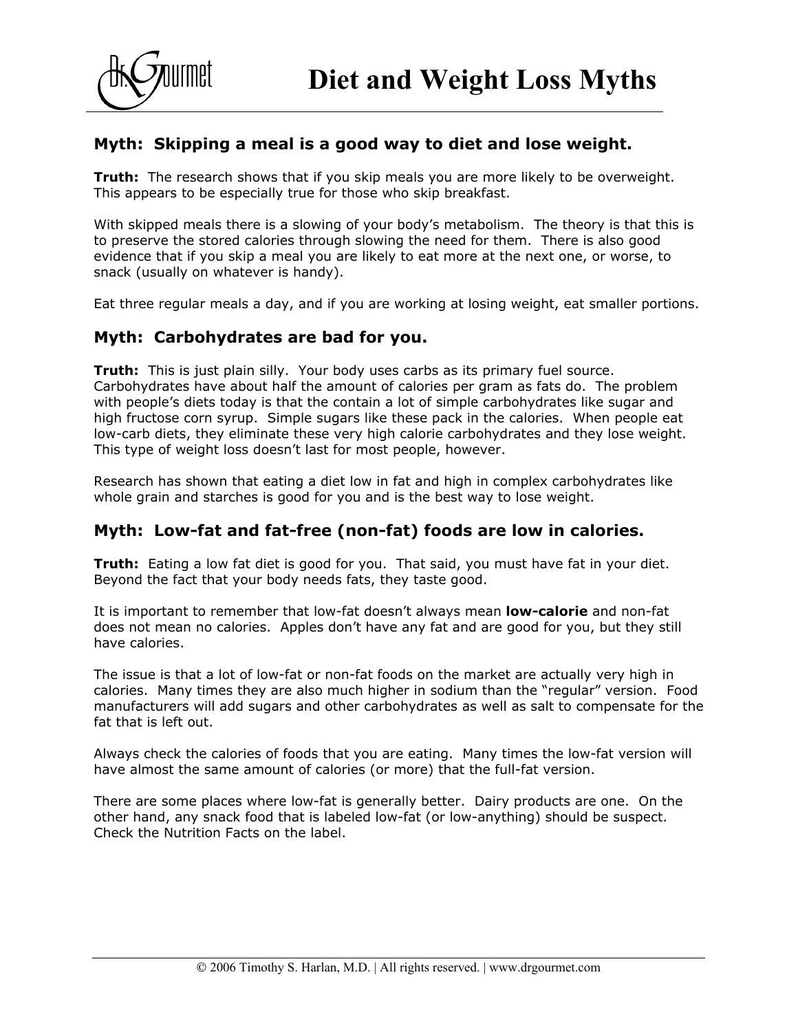# Diet and Weight Loss Myths

## Myth: Skipping a meal is a good way to diet and lose weight.

**Truth:** The research shows that if you skip meals you are more likely to be overweight. This appears to be especially true for those who skip breakfast.

With skipped meals there is a slowing of your body's metabolism. The theory is that this is to preserve the stored calories through slowing the need for them. There is also good evidence that if you skip a meal you are likely to eat more at the next one, or worse, to snack (usually on whatever is handy).

Eat three regular meals a day, and if you are working at losing weight, eat smaller portions.

## Myth: Carbohydrates are bad for you.

**Truth:** This is just plain silly. Your body uses carbs as its primary fuel source. Carbohydrates have about half the amount of calories per gram as fats do. The problem with people's diets today is that the contain a lot of simple carbohydrates like sugar and high fructose corn syrup. Simple sugars like these pack in the calories. When people eat low-carb diets, they eliminate these very high calorie carbohydrates and they lose weight. This type of weight loss doesn't last for most people, however.

Research has shown that eating a diet low in fat and high in complex carbohydrates like whole grain and starches is good for you and is the best way to lose weight.

## Myth: Low-fat and fat-free (non-fat) foods are low in calories.

**Truth:** Eating a low fat diet is good for you. That said, you must have fat in your diet. Beyond the fact that your body needs fats, they taste good.

It is important to remember that low-fat doesn't always mean **low-calorie** and non-fat does not mean no calories. Apples don't have any fat and are good for you, but they still have calories.

The issue is that a lot of low-fat or non-fat foods on the market are actually very high in calories. Many times they are also much higher in sodium than the "regular" version. Food manufacturers will add sugars and other carbohydrates as well as salt to compensate for the fat that is left out.

Always check the calories of foods that you are eating. Many times the low-fat version will have almost the same amount of calories (or more) that the full-fat version.

There are some places where low-fat is generally better. Dairy products are one. On the other hand, any snack food that is labeled low-fat (or low-anything) should be suspect. Check the Nutrition Facts on the label.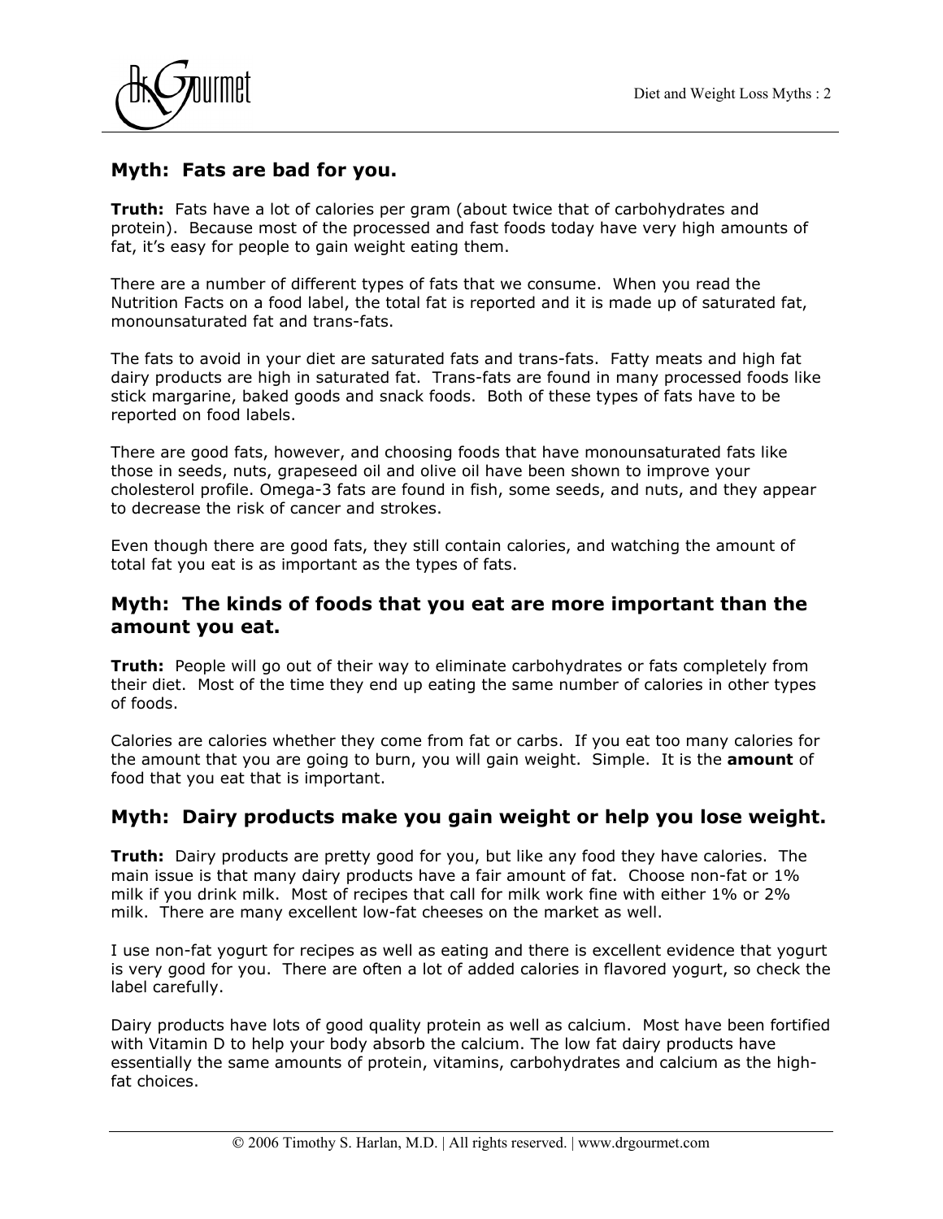## Myth: Fats are bad for you.

**Truth:** Fats have a lot of calories per gram (about twice that of carbohydrates and protein). Because most of the processed and fast foods today have very high amounts of fat, it's easy for people to gain weight eating them.

There are a number of different types of fats that we consume. When you read the Nutrition Facts on a food label, the total fat is reported and it is made up of saturated fat, monounsaturated fat and trans-fats.

The fats to avoid in your diet are saturated fats and trans-fats. Fatty meats and high fat dairy products are high in saturated fat. Trans-fats are found in many processed foods like stick margarine, baked goods and snack foods. Both of these types of fats have to be reported on food labels.

There are good fats, however, and choosing foods that have monounsaturated fats like those in seeds, nuts, grapeseed oil and olive oil have been shown to improve your cholesterol profile. Omega-3 fats are found in fish, some seeds, and nuts, and they appear to decrease the risk of cancer and strokes.

Even though there are good fats, they still contain calories, and watching the amount of total fat you eat is as important as the types of fats.

## Myth: The kinds of foods that you eat are more important than the amount you eat.

**Truth:** People will go out of their way to eliminate carbohydrates or fats completely from their diet. Most of the time they end up eating the same number of calories in other types of foods.

Calories are calories whether they come from fat or carbs. If you eat too many calories for the amount that you are going to burn, you will gain weight. Simple. It is the **amount** of food that you eat that is important.

## Myth: Dairy products make you gain weight or help you lose weight.

**Truth:** Dairy products are pretty good for you, but like any food they have calories. The main issue is that many dairy products have a fair amount of fat. Choose non-fat or 1% milk if you drink milk. Most of recipes that call for milk work fine with either 1% or 2% milk. There are many excellent low-fat cheeses on the market as well.

I use non-fat yogurt for recipes as well as eating and there is excellent evidence that yogurt is very good for you. There are often a lot of added calories in flavored yogurt, so check the label carefully.

Dairy products have lots of good quality protein as well as calcium. Most have been fortified with Vitamin D to help your body absorb the calcium. The low fat dairy products have essentially the same amounts of protein, vitamins, carbohydrates and calcium as the high-fat choices.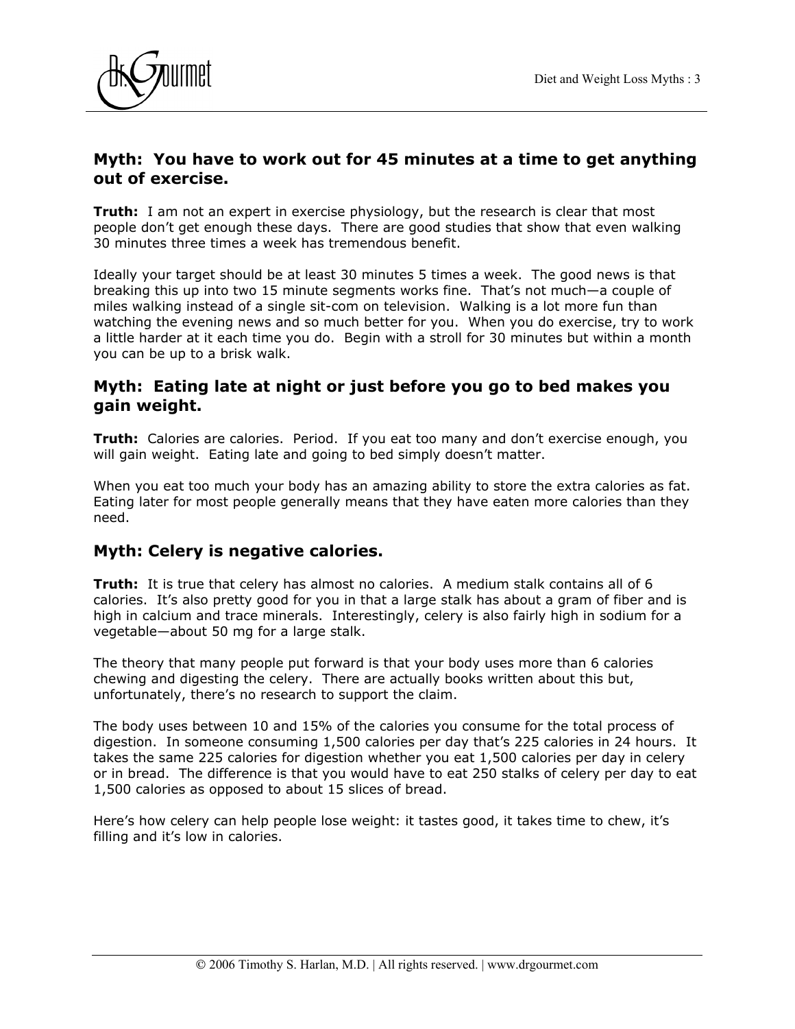## Myth: You have to work out for 45 minutes at a time to get anything out of exercise.

**Truth:** I am not an expert in exercise physiology, but the research is clear that most people don't get enough these days. There are good studies that show that even walking 30 minutes three times a week has tremendous benefit.

Ideally your target should be at least 30 minutes 5 times a week. The good news is that breaking this up into two 15 minute segments works fine. That's not much—a couple of miles walking instead of a single sit-com on television. Walking is a lot more fun than watching the evening news and so much better for you. When you do exercise, try to work a little harder at it each time you do. Begin with a stroll for 30 minutes but within a month you can be up to a brisk walk.

## Myth: Eating late at night or just before you go to bed makes you gain weight.

**Truth:** Calories are calories. Period. If you eat too many and don't exercise enough, you will gain weight. Eating late and going to bed simply doesn't matter.

When you eat too much your body has an amazing ability to store the extra calories as fat. Eating later for most people generally means that they have eaten more calories than they need.

## Myth: Celery is negative calories.

**Truth:** It is true that celery has almost no calories. A medium stalk contains all of 6 calories. It's also pretty good for you in that a large stalk has about a gram of fiber and is high in calcium and trace minerals. Interestingly, celery is also fairly high in sodium for a vegetable—about 50 mg for a large stalk.

The theory that many people put forward is that your body uses more than 6 calories chewing and digesting the celery. There are actually books written about this but, unfortunately, there's no research to support the claim.

The body uses between 10 and 15% of the calories you consume for the total process of digestion. In someone consuming 1,500 calories per day that's 225 calories in 24 hours. It takes the same 225 calories for digestion whether you eat 1,500 calories per day in celery or in bread. The difference is that you would have to eat 250 stalks of celery per day to eat 1,500 calories as opposed to about 15 slices of bread.

Here's how celery can help people lose weight: it tastes good, it takes time to chew, it's filling and it's low in calories.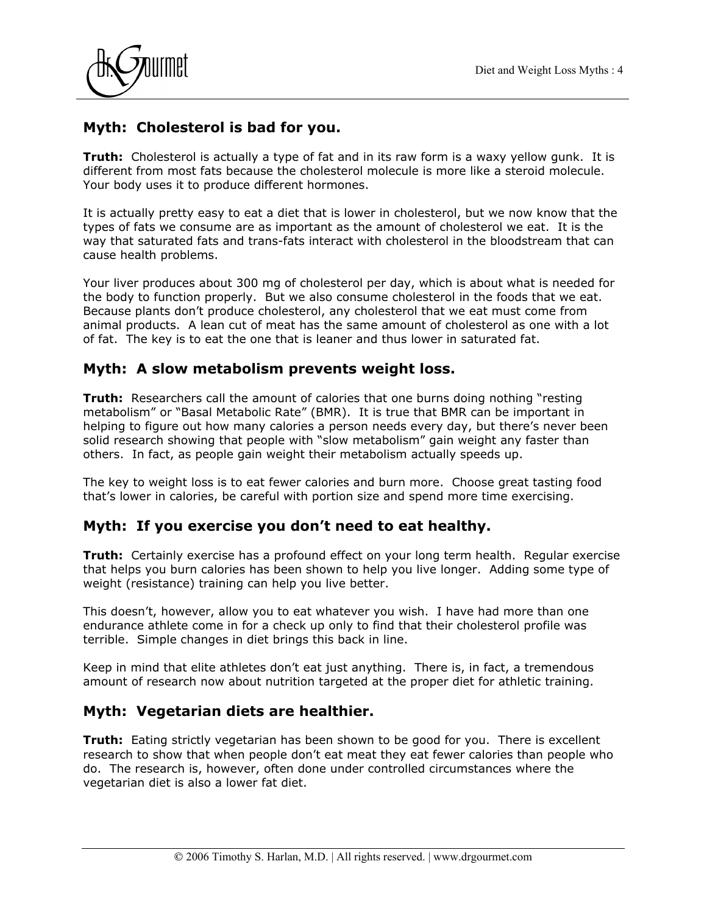## Myth: Cholesterol is bad for you.

**Truth:** Cholesterol is actually a type of fat and in its raw form is a waxy yellow gunk. It is different from most fats because the cholesterol molecule is more like a steroid molecule. Your body uses it to produce different hormones.

It is actually pretty easy to eat a diet that is lower in cholesterol, but we now know that the types of fats we consume are as important as the amount of cholesterol we eat. It is the way that saturated fats and trans-fats interact with cholesterol in the bloodstream that can cause health problems.

Your liver produces about 300 mg of cholesterol per day, which is about what is needed for the body to function properly. But we also consume cholesterol in the foods that we eat. Because plants don't produce cholesterol, any cholesterol that we eat must come from animal products. A lean cut of meat has the same amount of cholesterol as one with a lot of fat. The key is to eat the one that is leaner and thus lower in saturated fat.

## Myth: A slow metabolism prevents weight loss.

**Truth:** Researchers call the amount of calories that one burns doing nothing "resting metabolism" or "Basal Metabolic Rate" (BMR). It is true that BMR can be important in helping to figure out how many calories a person needs every day, but there's never been solid research showing that people with "slow metabolism" gain weight any faster than others. In fact, as people gain weight their metabolism actually speeds up.

The key to weight loss is to eat fewer calories and burn more. Choose great tasting food that's lower in calories, be careful with portion size and spend more time exercising.

## Myth: If you exercise you don't need to eat healthy.

**Truth:** Certainly exercise has a profound effect on your long term health. Regular exercise that helps you burn calories has been shown to help you live longer. Adding some type of weight (resistance) training can help you live better.

This doesn't, however, allow you to eat whatever you wish. I have had more than one endurance athlete come in for a check up only to find that their cholesterol profile was terrible. Simple changes in diet brings this back in line.

Keep in mind that elite athletes don't eat just anything. There is, in fact, a tremendous amount of research now about nutrition targeted at the proper diet for athletic training.

## Myth: Vegetarian diets are healthier.

**Truth:** Eating strictly vegetarian has been shown to be good for you. There is excellent research to show that when people don't eat meat they eat fewer calories than people who do. The research is, however, often done under controlled circumstances where the vegetarian diet is also a lower fat diet.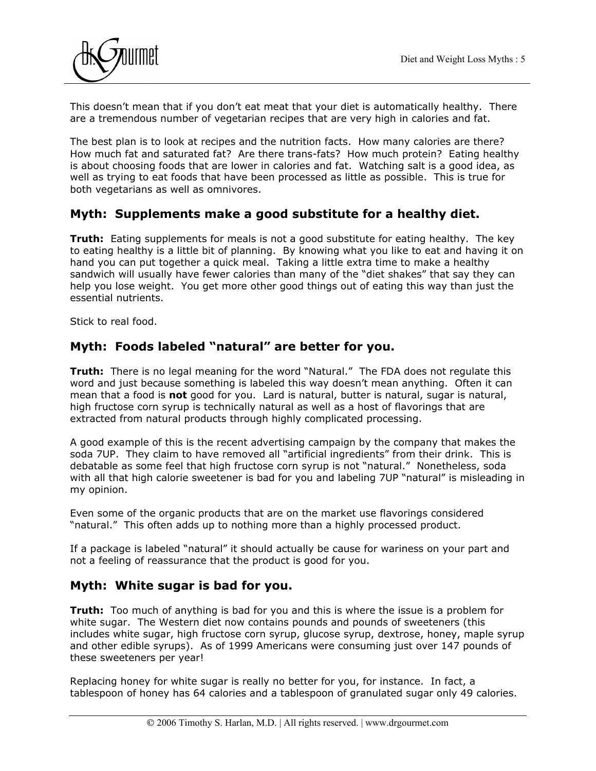This doesn't mean that if you don't eat meat that your diet is automatically healthy. There are a tremendous number of vegetarian recipes that are very high in calories and fat.

The best plan is to look at recipes and the nutrition facts. How many calories are there? How much fat and saturated fat? Are there trans-fats? How much protein? Eating healthy is about choosing foods that are lower in calories and fat. Watching salt is a good idea, as well as trying to eat foods that have been processed as little as possible. This is true for both vegetarians as well as omnivores.

## Myth: Supplements make a good substitute for a healthy diet.

**Truth:** Eating supplements for meals is not a good substitute for eating healthy. The key to eating healthy is a little bit of planning. By knowing what you like to eat and having it on hand you can put together a quick meal. Taking a little extra time to make a healthy sandwich will usually have fewer calories than many of the "diet shakes" that say they can help you lose weight. You get more other good things out of eating this way than just the essential nutrients.

Stick to real food.

## Myth: Foods labeled "natural" are better for you.

**Truth:** There is no legal meaning for the word "Natural." The FDA does not regulate this word and just because something is labeled this way doesn't mean anything. Often it can mean that a food is **not** good for you. Lard is natural, butter is natural, sugar is natural, high fructose corn syrup is technically natural as well as a host of flavorings that are extracted from natural products through highly complicated processing.

A good example of this is the recent advertising campaign by the company that makes the soda 7UP. They claim to have removed all "artificial ingredients" from their drink. This is debatable as some feel that high fructose corn syrup is not "natural." Nonetheless, soda with all that high calorie sweetener is bad for you and labeling 7UP "natural" is misleading in my opinion.

Even some of the organic products that are on the market use flavorings considered "natural." This often adds up to nothing more than a highly processed product.

If a package is labeled "natural" it should actually be cause for wariness on your part and not a feeling of reassurance that the product is good for you.

## Myth: White sugar is bad for you.

**Truth:** Too much of anything is bad for you and this is where the issue is a problem for white sugar. The Western diet now contains pounds and pounds of sweeteners (this includes white sugar, high fructose corn syrup, glucose syrup, dextrose, honey, maple syrup and other edible syrups). As of 1999 Americans were consuming just over 147 pounds of these sweeteners per year!

Replacing honey for white sugar is really no better for you, for instance. In fact, a tablespoon of honey has 64 calories and a tablespoon of granulated sugar only 49 calories.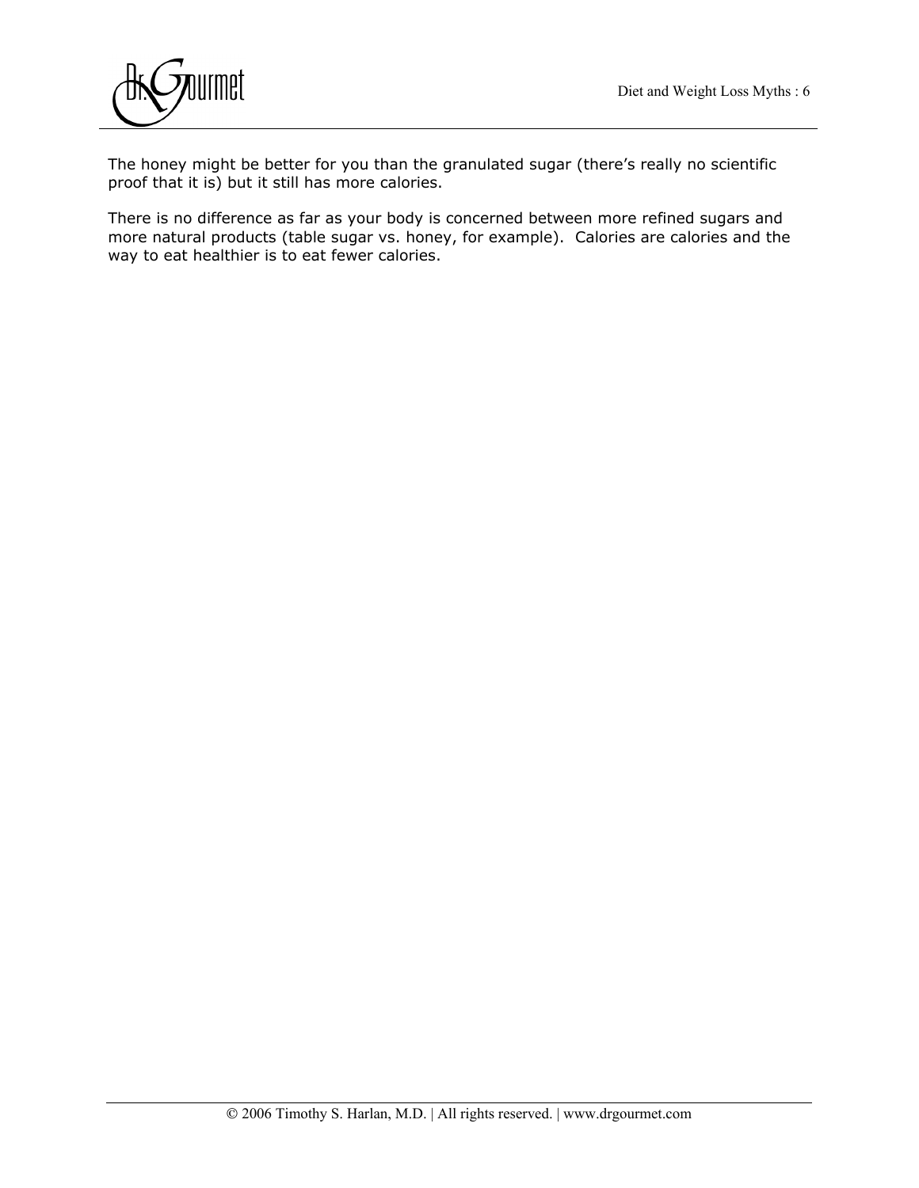The honey might be better for you than the granulated sugar (there's really no scientific proof that it is) but it still has more calories.

There is no difference as far as your body is concerned between more refined sugars and more natural products (table sugar vs. honey, for example). Calories are calories and the way to eat healthier is to eat fewer calories.